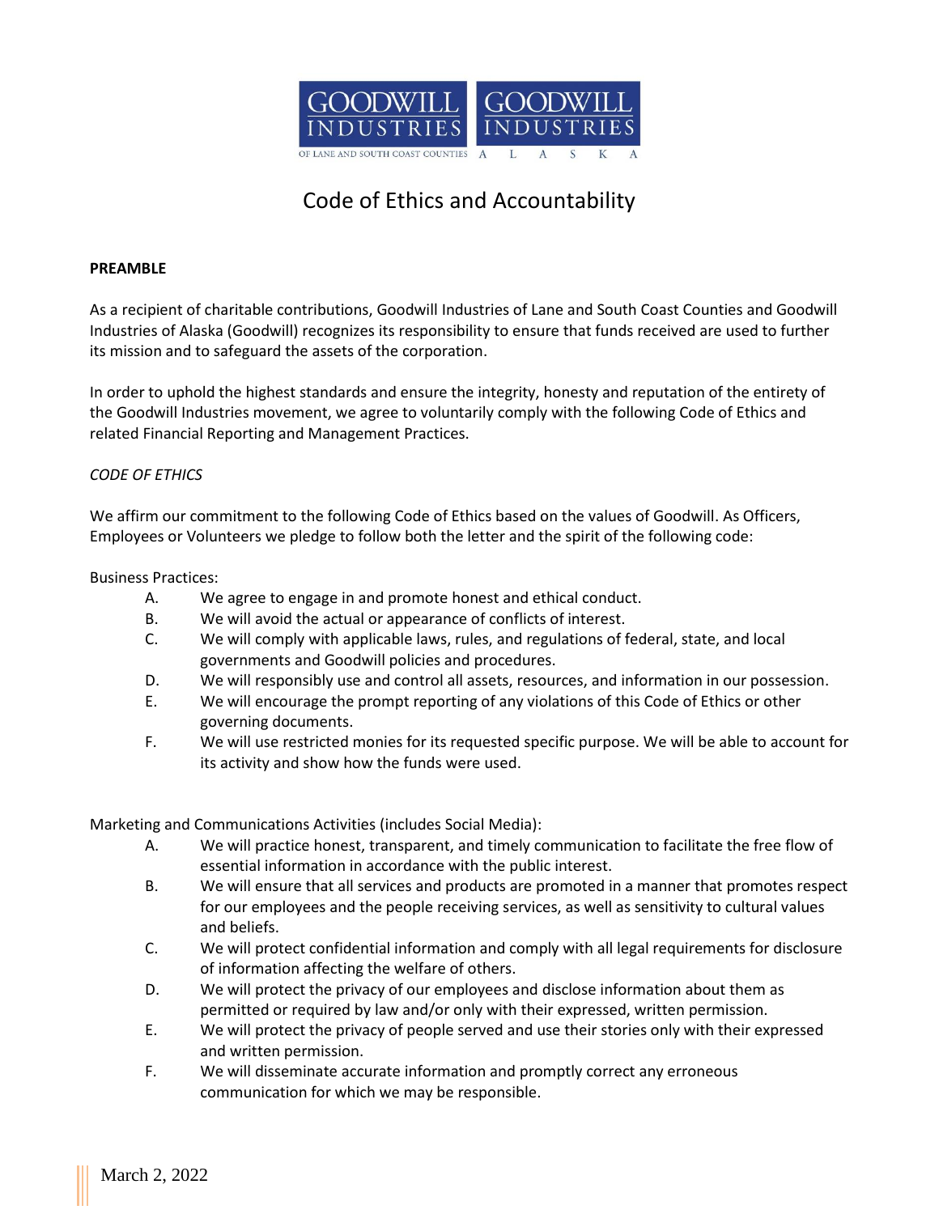GOODWILL INDUSTRIES OF LANE AND SOUTH COAST COUNTIES | GOODWILL INDUSTRIES ALASKA

# Code of Ethics and Accountability

**PREAMBLE**

As a recipient of charitable contributions, Goodwill Industries of Lane and South Coast Counties and Goodwill Industries of Alaska (Goodwill) recognizes its responsibility to ensure that funds received are used to further its mission and to safeguard the assets of the corporation.

In order to uphold the highest standards and ensure the integrity, honesty and reputation of the entirety of the Goodwill Industries movement, we agree to voluntarily comply with the following Code of Ethics and related Financial Reporting and Management Practices.

*CODE OF ETHICS*

We affirm our commitment to the following Code of Ethics based on the values of Goodwill. As Officers, Employees or Volunteers we pledge to follow both the letter and the spirit of the following code:

Business Practices:

- A. We agree to engage in and promote honest and ethical conduct.
- B. We will avoid the actual or appearance of conflicts of interest.
- C. We will comply with applicable laws, rules, and regulations of federal, state, and local governments and Goodwill policies and procedures.
- D. We will responsibly use and control all assets, resources, and information in our possession.
- E. We will encourage the prompt reporting of any violations of this Code of Ethics or other governing documents.
- F. We will use restricted monies for its requested specific purpose. We will be able to account for its activity and show how the funds were used.

Marketing and Communications Activities (includes Social Media):

- A. We will practice honest, transparent, and timely communication to facilitate the free flow of essential information in accordance with the public interest.
- B. We will ensure that all services and products are promoted in a manner that promotes respect for our employees and the people receiving services, as well as sensitivity to cultural values and beliefs.
- C. We will protect confidential information and comply with all legal requirements for disclosure of information affecting the welfare of others.
- D. We will protect the privacy of our employees and disclose information about them as permitted or required by law and/or only with their expressed, written permission.
- E. We will protect the privacy of people served and use their stories only with their expressed and written permission.
- F. We will disseminate accurate information and promptly correct any erroneous communication for which we may be responsible.

March 2, 2022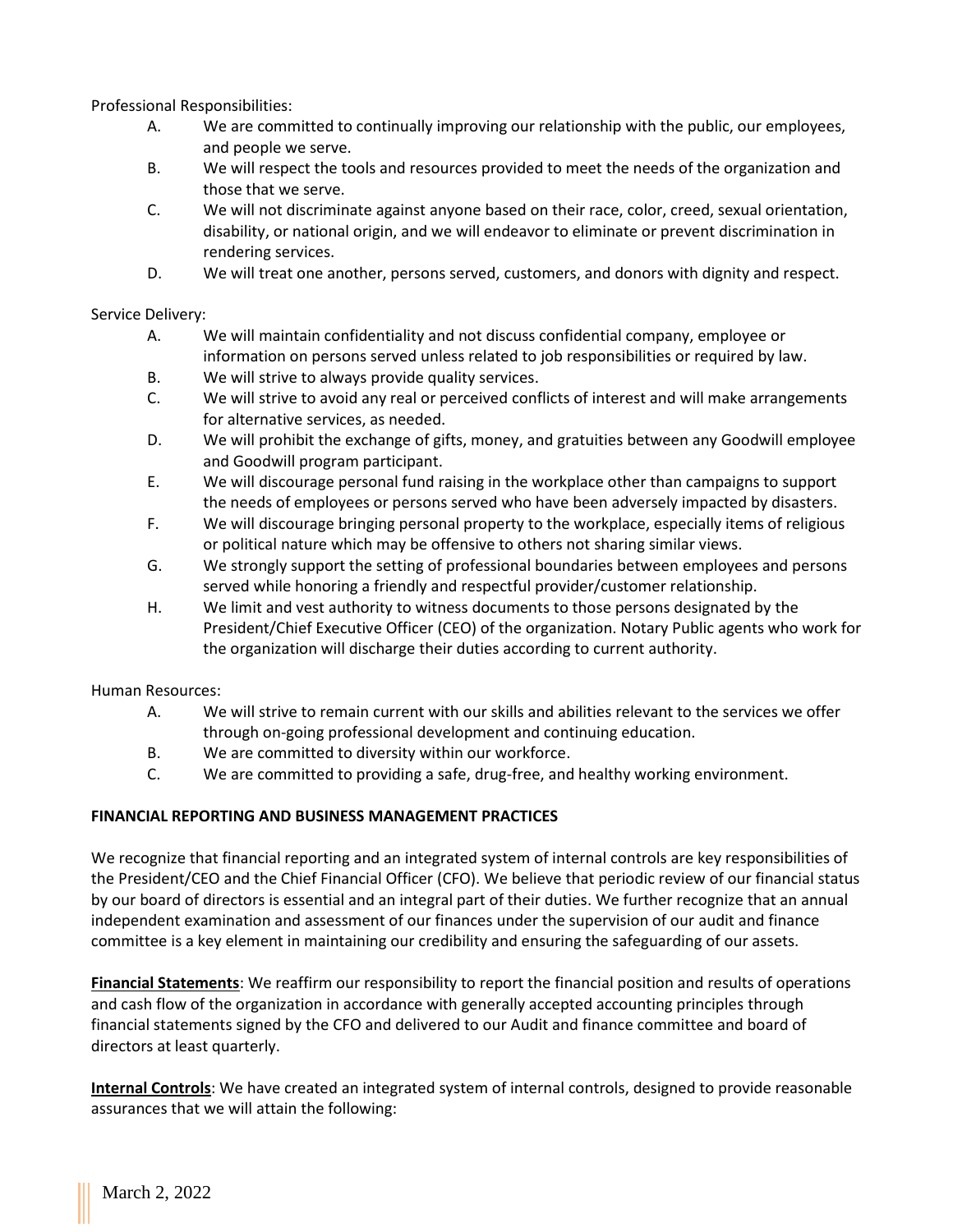Professional Responsibilities:

A. We are committed to continually improving our relationship with the public, our employees, and people we serve.

B. We will respect the tools and resources provided to meet the needs of the organization and those that we serve.

C. We will not discriminate against anyone based on their race, color, creed, sexual orientation, disability, or national origin, and we will endeavor to eliminate or prevent discrimination in rendering services.

D. We will treat one another, persons served, customers, and donors with dignity and respect.

Service Delivery:

A. We will maintain confidentiality and not discuss confidential company, employee or information on persons served unless related to job responsibilities or required by law.

B. We will strive to always provide quality services.

C. We will strive to avoid any real or perceived conflicts of interest and will make arrangements for alternative services, as needed.

D. We will prohibit the exchange of gifts, money, and gratuities between any Goodwill employee and Goodwill program participant.

E. We will discourage personal fund raising in the workplace other than campaigns to support the needs of employees or persons served who have been adversely impacted by disasters.

F. We will discourage bringing personal property to the workplace, especially items of religious or political nature which may be offensive to others not sharing similar views.

G. We strongly support the setting of professional boundaries between employees and persons served while honoring a friendly and respectful provider/customer relationship.

H. We limit and vest authority to witness documents to those persons designated by the President/Chief Executive Officer (CEO) of the organization. Notary Public agents who work for the organization will discharge their duties according to current authority.

Human Resources:

A. We will strive to remain current with our skills and abilities relevant to the services we offer through on-going professional development and continuing education.

B. We are committed to diversity within our workforce.

C. We are committed to providing a safe, drug-free, and healthy working environment.

**FINANCIAL REPORTING AND BUSINESS MANAGEMENT PRACTICES**

We recognize that financial reporting and an integrated system of internal controls are key responsibilities of the President/CEO and the Chief Financial Officer (CFO). We believe that periodic review of our financial status by our board of directors is essential and an integral part of their duties. We further recognize that an annual independent examination and assessment of our finances under the supervision of our audit and finance committee is a key element in maintaining our credibility and ensuring the safeguarding of our assets.

**Financial Statements**: We reaffirm our responsibility to report the financial position and results of operations and cash flow of the organization in accordance with generally accepted accounting principles through financial statements signed by the CFO and delivered to our Audit and finance committee and board of directors at least quarterly.

**Internal Controls**: We have created an integrated system of internal controls, designed to provide reasonable assurances that we will attain the following: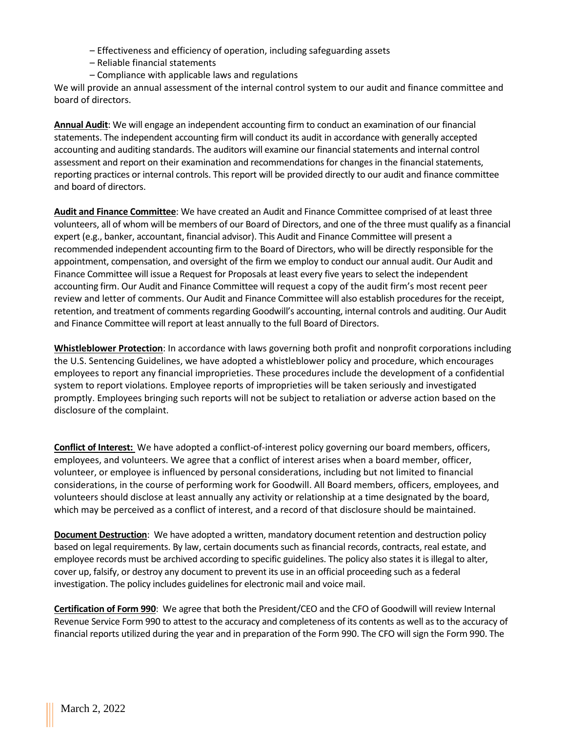– Effectiveness and efficiency of operation, including safeguarding assets
– Reliable financial statements
– Compliance with applicable laws and regulations

We will provide an annual assessment of the internal control system to our audit and finance committee and board of directors.

**Annual Audit**: We will engage an independent accounting firm to conduct an examination of our financial statements. The independent accounting firm will conduct its audit in accordance with generally accepted accounting and auditing standards. The auditors will examine our financial statements and internal control assessment and report on their examination and recommendations for changes in the financial statements, reporting practices or internal controls. This report will be provided directly to our audit and finance committee and board of directors.

**Audit and Finance Committee**: We have created an Audit and Finance Committee comprised of at least three volunteers, all of whom will be members of our Board of Directors, and one of the three must qualify as a financial expert (e.g., banker, accountant, financial advisor). This Audit and Finance Committee will present a recommended independent accounting firm to the Board of Directors, who will be directly responsible for the appointment, compensation, and oversight of the firm we employ to conduct our annual audit. Our Audit and Finance Committee will issue a Request for Proposals at least every five years to select the independent accounting firm. Our Audit and Finance Committee will request a copy of the audit firm's most recent peer review and letter of comments. Our Audit and Finance Committee will also establish procedures for the receipt, retention, and treatment of comments regarding Goodwill's accounting, internal controls and auditing. Our Audit and Finance Committee will report at least annually to the full Board of Directors.

**Whistleblower Protection**: In accordance with laws governing both profit and nonprofit corporations including the U.S. Sentencing Guidelines, we have adopted a whistleblower policy and procedure, which encourages employees to report any financial improprieties. These procedures include the development of a confidential system to report violations. Employee reports of improprieties will be taken seriously and investigated promptly. Employees bringing such reports will not be subject to retaliation or adverse action based on the disclosure of the complaint.

**Conflict of Interest:** We have adopted a conflict-of-interest policy governing our board members, officers, employees, and volunteers. We agree that a conflict of interest arises when a board member, officer, volunteer, or employee is influenced by personal considerations, including but not limited to financial considerations, in the course of performing work for Goodwill. All Board members, officers, employees, and volunteers should disclose at least annually any activity or relationship at a time designated by the board, which may be perceived as a conflict of interest, and a record of that disclosure should be maintained.

**Document Destruction**: We have adopted a written, mandatory document retention and destruction policy based on legal requirements. By law, certain documents such as financial records, contracts, real estate, and employee records must be archived according to specific guidelines. The policy also states it is illegal to alter, cover up, falsify, or destroy any document to prevent its use in an official proceeding such as a federal investigation. The policy includes guidelines for electronic mail and voice mail.

**Certification of Form 990**: We agree that both the President/CEO and the CFO of Goodwill will review Internal Revenue Service Form 990 to attest to the accuracy and completeness of its contents as well as to the accuracy of financial reports utilized during the year and in preparation of the Form 990. The CFO will sign the Form 990. The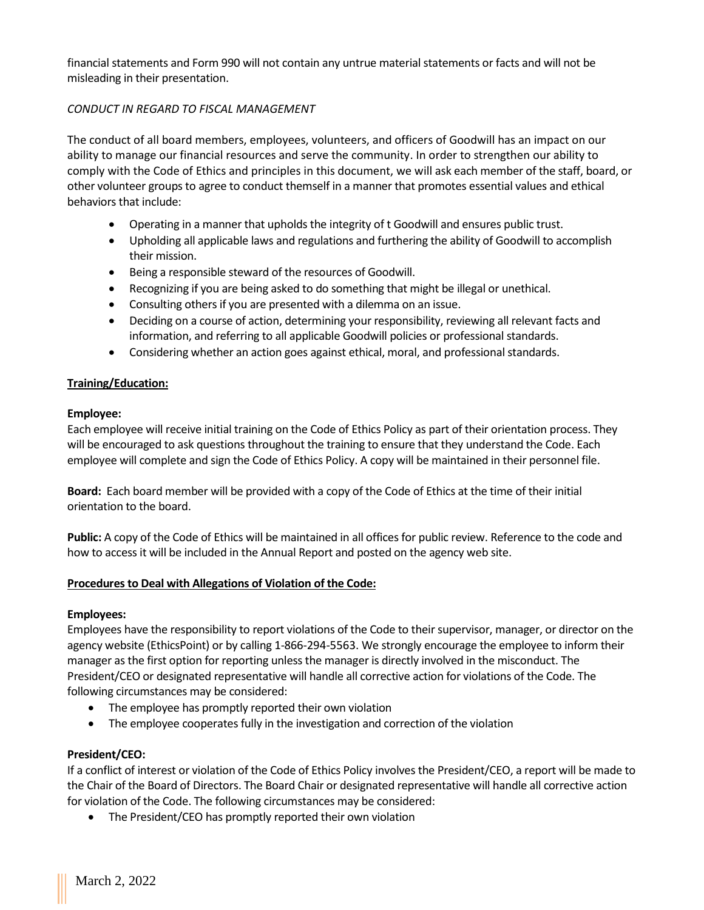financial statements and Form 990 will not contain any untrue material statements or facts and will not be misleading in their presentation.

*CONDUCT IN REGARD TO FISCAL MANAGEMENT*

The conduct of all board members, employees, volunteers, and officers of Goodwill has an impact on our ability to manage our financial resources and serve the community. In order to strengthen our ability to comply with the Code of Ethics and principles in this document, we will ask each member of the staff, board, or other volunteer groups to agree to conduct themself in a manner that promotes essential values and ethical behaviors that include:

- Operating in a manner that upholds the integrity of t Goodwill and ensures public trust.
- Upholding all applicable laws and regulations and furthering the ability of Goodwill to accomplish their mission.
- Being a responsible steward of the resources of Goodwill.
- Recognizing if you are being asked to do something that might be illegal or unethical.
- Consulting others if you are presented with a dilemma on an issue.
- Deciding on a course of action, determining your responsibility, reviewing all relevant facts and information, and referring to all applicable Goodwill policies or professional standards.
- Considering whether an action goes against ethical, moral, and professional standards.

**Training/Education:**

**Employee:**
Each employee will receive initial training on the Code of Ethics Policy as part of their orientation process. They will be encouraged to ask questions throughout the training to ensure that they understand the Code. Each employee will complete and sign the Code of Ethics Policy. A copy will be maintained in their personnel file.

**Board:** Each board member will be provided with a copy of the Code of Ethics at the time of their initial orientation to the board.

**Public:** A copy of the Code of Ethics will be maintained in all offices for public review. Reference to the code and how to access it will be included in the Annual Report and posted on the agency web site.

**Procedures to Deal with Allegations of Violation of the Code:**

**Employees:**
Employees have the responsibility to report violations of the Code to their supervisor, manager, or director on the agency website (EthicsPoint) or by calling 1-866-294-5563. We strongly encourage the employee to inform their manager as the first option for reporting unless the manager is directly involved in the misconduct. The President/CEO or designated representative will handle all corrective action for violations of the Code. The following circumstances may be considered:

- The employee has promptly reported their own violation
- The employee cooperates fully in the investigation and correction of the violation

**President/CEO:**
If a conflict of interest or violation of the Code of Ethics Policy involves the President/CEO, a report will be made to the Chair of the Board of Directors. The Board Chair or designated representative will handle all corrective action for violation of the Code. The following circumstances may be considered:

- The President/CEO has promptly reported their own violation

March 2, 2022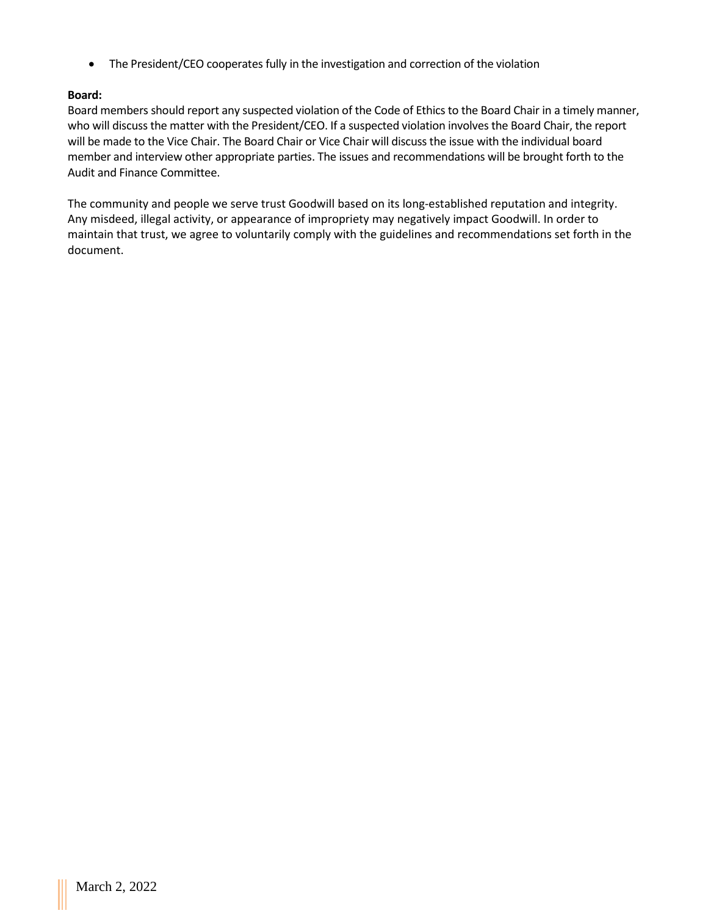- The President/CEO cooperates fully in the investigation and correction of the violation

**Board:**
Board members should report any suspected violation of the Code of Ethics to the Board Chair in a timely manner, who will discuss the matter with the President/CEO. If a suspected violation involves the Board Chair, the report will be made to the Vice Chair. The Board Chair or Vice Chair will discuss the issue with the individual board member and interview other appropriate parties. The issues and recommendations will be brought forth to the Audit and Finance Committee.

The community and people we serve trust Goodwill based on its long-established reputation and integrity. Any misdeed, illegal activity, or appearance of impropriety may negatively impact Goodwill. In order to maintain that trust, we agree to voluntarily comply with the guidelines and recommendations set forth in the document.